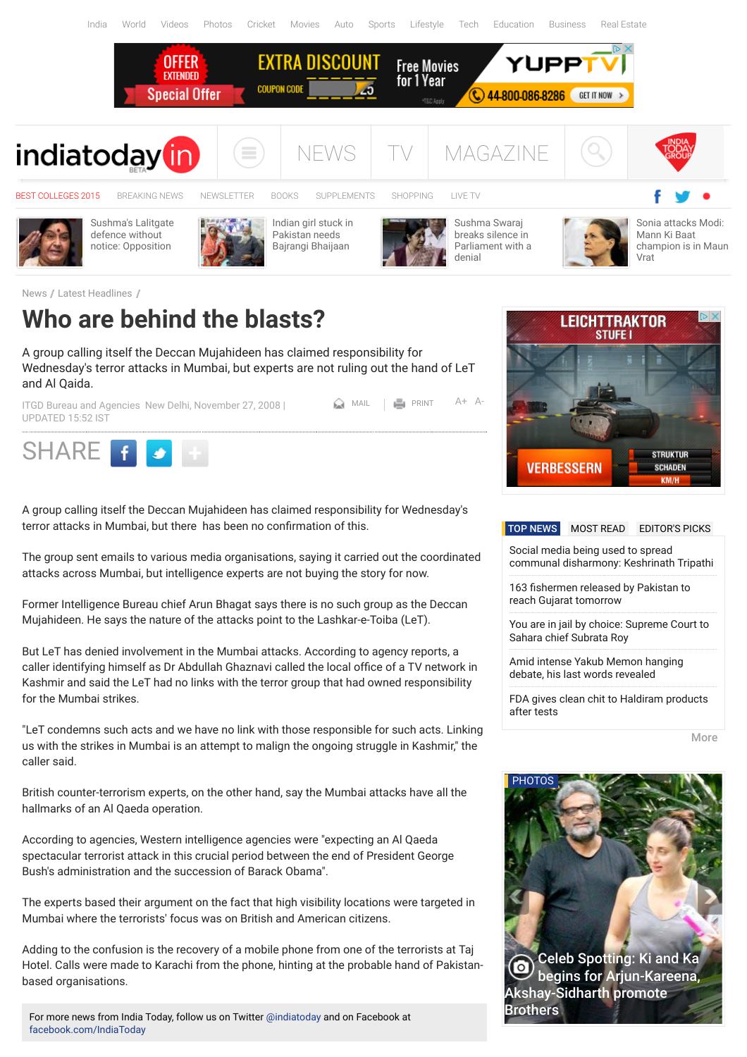News / Latest Headlines /

# Who are behind the blasts?

A group calling itself the Deccan Mujahideen has claimed responsibility for Wednesday's terror attacks in Mumbai, but experts are not ruling out the hand of LeT and Al Qaida.

ITGD Bureau and Agencies New Delhi, November 27, 2008 | UPDATED 15:52 IST

A group calling itself the Deccan Mujahideen has claimed responsibility for Wednesday's terror attacks in Mumbai, but there has been no confirmation of this.

The group sent emails to various media organisations, saying it carried out the coordinated attacks across Mumbai, but intelligence experts are not buying the story for now.

Former Intelligence Bureau chief Arun Bhagat says there is no such group as the Deccan Mujahideen. He says the nature of the attacks point to the Lashkar-e-Toiba (LeT).

But LeT has denied involvement in the Mumbai attacks. According to agency reports, a caller identifying himself as Dr Abdullah Ghaznavi called the local office of a TV network in Kashmir and said the LeT had no links with the terror group that had owned responsibility for the Mumbai strikes.

"LeT condemns such acts and we have no link with those responsible for such acts. Linking us with the strikes in Mumbai is an attempt to malign the ongoing struggle in Kashmir," the caller said.

British counter-terrorism experts, on the other hand, say the Mumbai attacks have all the hallmarks of an Al Qaeda operation.

According to agencies, Western intelligence agencies were "expecting an Al Qaeda spectacular terrorist attack in this crucial period between the end of President George Bush's administration and the succession of Barack Obama".

The experts based their argument on the fact that high visibility locations were targeted in Mumbai where the terrorists' focus was on British and American citizens.

Adding to the confusion is the recovery of a mobile phone from one of the terrorists at Taj Hotel. Calls were made to Karachi from the phone, hinting at the probable hand of Pakistan-based organisations.

For more news from India Today, follow us on Twitter @indiatoday and on Facebook at facebook.com/IndiaToday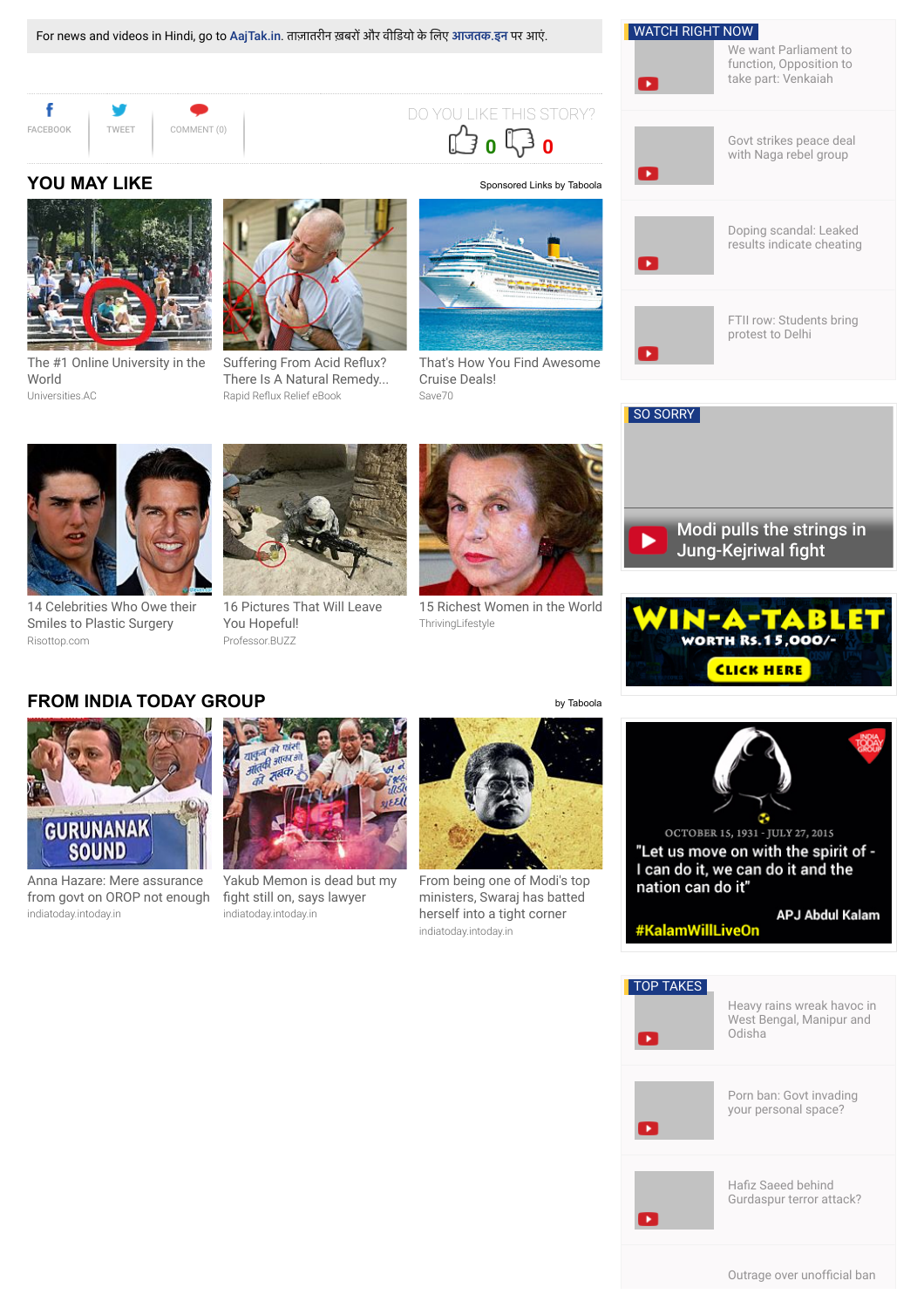For news and videos in Hindi, go to AajTak.in. ताज़ातरीन ख़बरों और वीडियो के लिए आजतक.इन पर आएं.

FACEBOOK | TWEET | COMMENT (0)

DO YOU LIKE THIS STORY?

0 0

## YOU MAY LIKE

Sponsored Links by Taboola

The #1 Online University in the World
Universities.AC

Suffering From Acid Reflux? There Is A Natural Remedy...
Rapid Reflux Relief eBook

That's How You Find Awesome Cruise Deals!
Save70

14 Celebrities Who Owe their Smiles to Plastic Surgery
Risottop.com

16 Pictures That Will Leave You Hopeful!
Professor.BUZZ

15 Richest Women in the World
ThrivingLifestyle

## FROM INDIA TODAY GROUP

by Taboola

Anna Hazare: Mere assurance from govt on OROP not enough
indiatoday.intoday.in

Yakub Memon is dead but my fight still on, says lawyer
indiatoday.intoday.in

From being one of Modi's top ministers, Swaraj has batted herself into a tight corner
indiatoday.intoday.in

WATCH RIGHT NOW

- We want Parliament to function, Opposition to take part: Venkaiah
- Govt strikes peace deal with Naga rebel group
- Doping scandal: Leaked results indicate cheating
- FTII row: Students bring protest to Delhi

SO SORRY

Modi pulls the strings in Jung-Kejriwal fight

WIN-A-TABLET WORTH Rs.15,000/- CLICK HERE

OCTOBER 15, 1931 - JULY 27, 2015
"Let us move on with the spirit of - I can do it, we can do it and the nation can do it"
APJ Abdul Kalam
#KalamWillLiveOn

TOP TAKES

- Heavy rains wreak havoc in West Bengal, Manipur and Odisha
- Porn ban: Govt invading your personal space?
- Hafiz Saeed behind Gurdaspur terror attack?
- Outrage over unofficial ban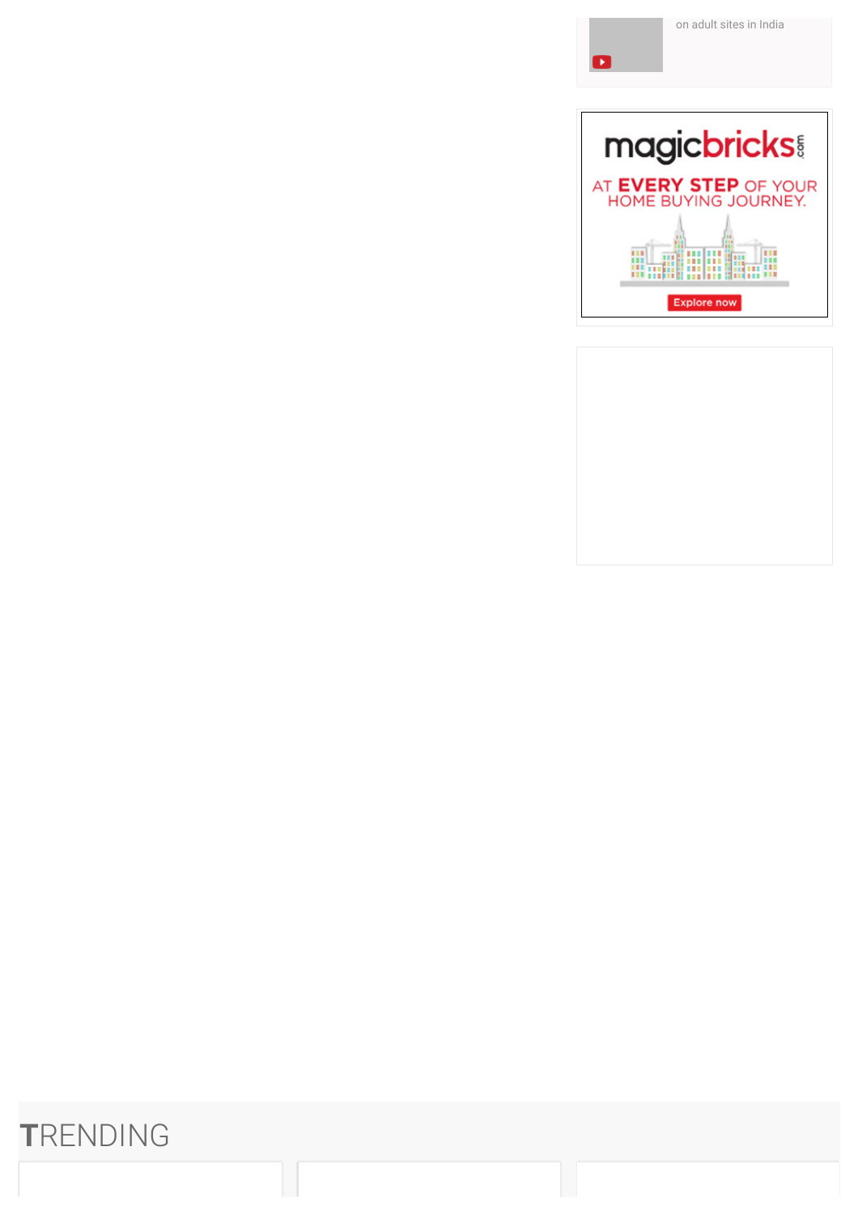on adult sites in India

magicbricks.com

AT EVERY STEP OF YOUR HOME BUYING JOURNEY.

Explore now

# TRENDING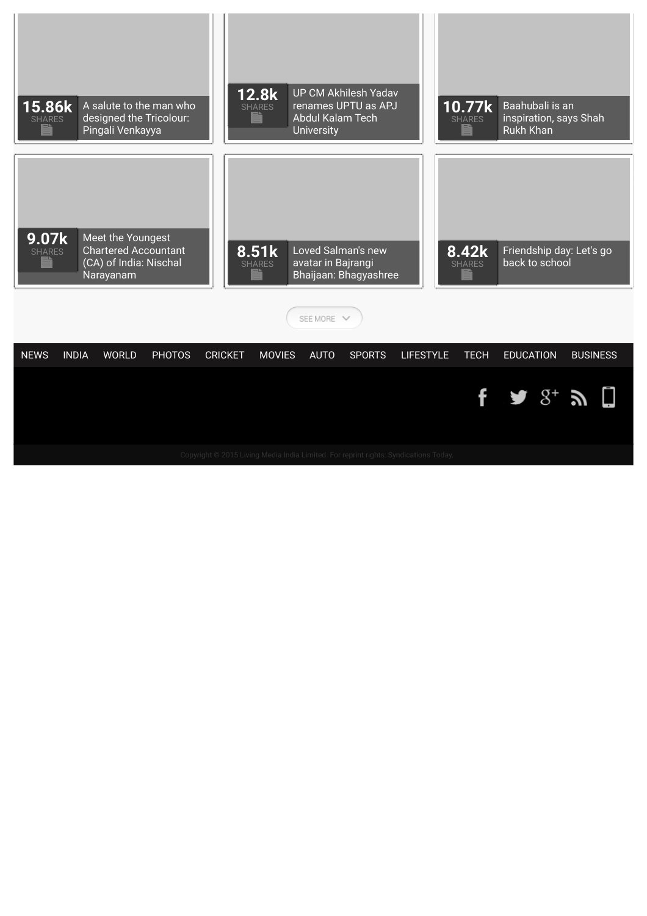15.86k SHARES — A salute to the man who designed the Tricolour: Pingali Venkayya

12.8k SHARES — UP CM Akhilesh Yadav renames UPTU as APJ Abdul Kalam Tech University

10.77k SHARES — Baahubali is an inspiration, says Shah Rukh Khan

9.07k SHARES — Meet the Youngest Chartered Accountant (CA) of India: Nischal Narayanam

8.51k SHARES — Loved Salman's new avatar in Bajrangi Bhaijaan: Bhagyashree

8.42k SHARES — Friendship day: Let's go back to school

SEE MORE

NEWS INDIA WORLD PHOTOS CRICKET MOVIES AUTO SPORTS LIFESTYLE TECH EDUCATION BUSINESS

Copyright © 2015 Living Media India Limited. For reprint rights: Syndications Today.